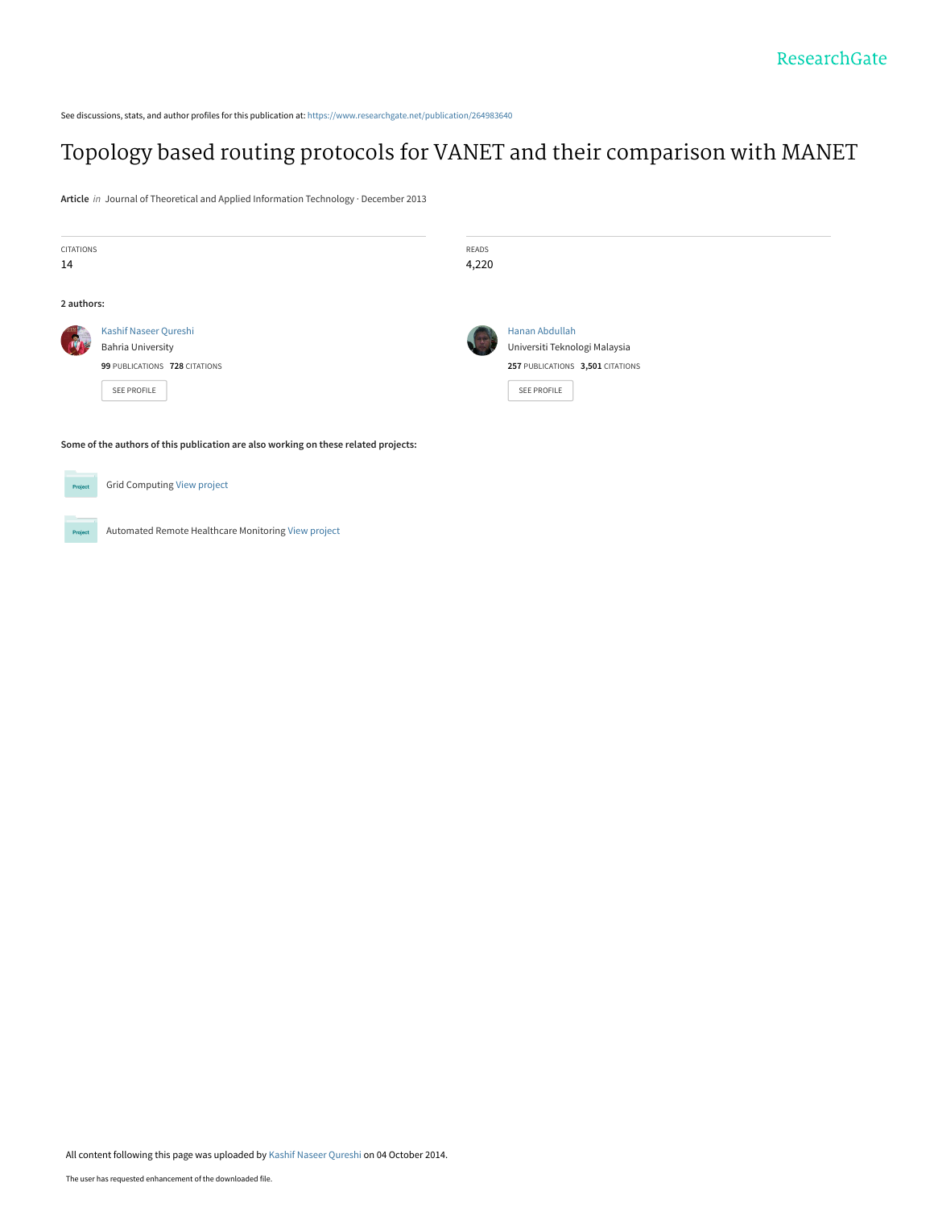See discussions, stats, and author profiles for this publication at: https://www.researchgate.net/publication/264983640

# Topology based routing protocols for VANET and their comparison with MANET

**Article** *in* Journal of Theoretical and Applied Information Technology · December 2013

| CITATIONS | READS |
| --- | --- |
| 14 | 4,220 |

**2 authors:**

**Kashif Naseer Qureshi**
Bahria University
99 PUBLICATIONS 728 CITATIONS
SEE PROFILE

**Hanan Abdullah**
Universiti Teknologi Malaysia
257 PUBLICATIONS 3,501 CITATIONS
SEE PROFILE

**Some of the authors of this publication are also working on these related projects:**

Grid Computing View project

Automated Remote Healthcare Monitoring View project

All content following this page was uploaded by Kashif Naseer Qureshi on 04 October 2014.

The user has requested enhancement of the downloaded file.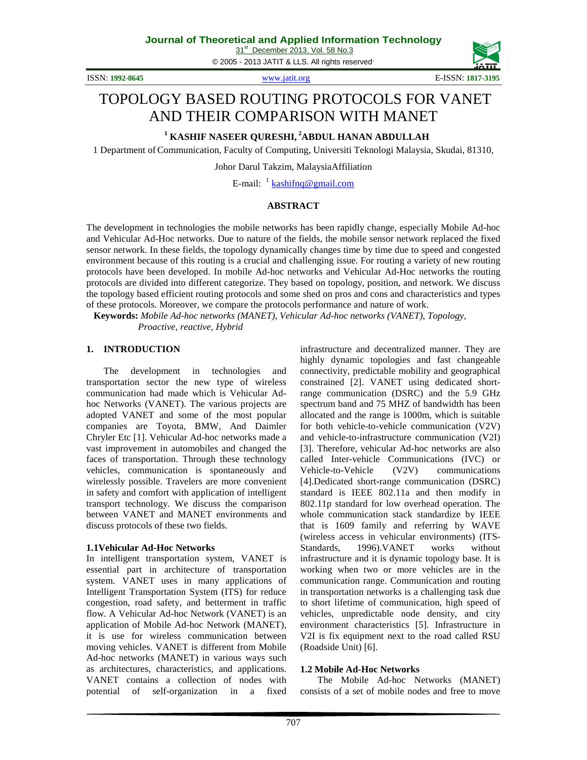# TOPOLOGY BASED ROUTING PROTOCOLS FOR VANET AND THEIR COMPARISON WITH MANET

**[1] KASHIF NASEER QURESHI, [2] ABDUL HANAN ABDULLAH**

1 Department of Communication, Faculty of Computing, Universiti Teknologi Malaysia, Skudai, 81310,

Johor Darul Takzim, MalaysiaAffiliation

E-mail: [1] kashifnq@gmail.com

## ABSTRACT

The development in technologies the mobile networks has been rapidly change, especially Mobile Ad-hoc and Vehicular Ad-Hoc networks. Due to nature of the fields, the mobile sensor network replaced the fixed sensor network. In these fields, the topology dynamically changes time by time due to speed and congested environment because of this routing is a crucial and challenging issue. For routing a variety of new routing protocols have been developed. In mobile Ad-hoc networks and Vehicular Ad-Hoc networks the routing protocols are divided into different categorize. They based on topology, position, and network. We discuss the topology based efficient routing protocols and some shed on pros and cons and characteristics and types of these protocols. Moreover, we compare the protocols performance and nature of work.

**Keywords:** *Mobile Ad-hoc networks (MANET), Vehicular Ad-hoc networks (VANET), Topology, Proactive, reactive, Hybrid*

## 1. INTRODUCTION

The development in technologies and transportation sector the new type of wireless communication had made which is Vehicular Ad-hoc Networks (VANET). The various projects are adopted VANET and some of the most popular companies are Toyota, BMW, And Daimler Chryler Etc [1]. Vehicular Ad-hoc networks made a vast improvement in automobiles and changed the faces of transportation. Through these technology vehicles, communication is spontaneously and wirelessly possible. Travelers are more convenient in safety and comfort with application of intelligent transport technology. We discuss the comparison between VANET and MANET environments and discuss protocols of these two fields.

### 1.1Vehicular Ad-Hoc Networks

In intelligent transportation system, VANET is essential part in architecture of transportation system. VANET uses in many applications of Intelligent Transportation System (ITS) for reduce congestion, road safety, and betterment in traffic flow. A Vehicular Ad-hoc Network (VANET) is an application of Mobile Ad-hoc Network (MANET), it is use for wireless communication between moving vehicles. VANET is different from Mobile Ad-hoc networks (MANET) in various ways such as architectures, characteristics, and applications. VANET contains a collection of nodes with potential of self-organization in a fixed infrastructure and decentralized manner. They are highly dynamic topologies and fast changeable connectivity, predictable mobility and geographical constrained [2]. VANET using dedicated short-range communication (DSRC) and the 5.9 GHz spectrum band and 75 MHZ of bandwidth has been allocated and the range is 1000m, which is suitable for both vehicle-to-vehicle communication (V2V) and vehicle-to-infrastructure communication (V2I) [3]. Therefore, vehicular Ad-hoc networks are also called Inter-vehicle Communications (IVC) or Vehicle-to-Vehicle (V2V) communications [4].Dedicated short-range communication (DSRC) standard is IEEE 802.11a and then modify in 802.11p standard for low overhead operation. The whole communication stack standardize by IEEE that is 1609 family and referring by WAVE (wireless access in vehicular environments) (ITS-Standards, 1996).VANET works without infrastructure and it is dynamic topology base. It is working when two or more vehicles are in the communication range. Communication and routing in transportation networks is a challenging task due to short lifetime of communication, high speed of vehicles, unpredictable node density, and city environment characteristics [5]. Infrastructure in V2I is fix equipment next to the road called RSU (Roadside Unit) [6].

### 1.2 Mobile Ad-Hoc Networks

The Mobile Ad-hoc Networks (MANET) consists of a set of mobile nodes and free to move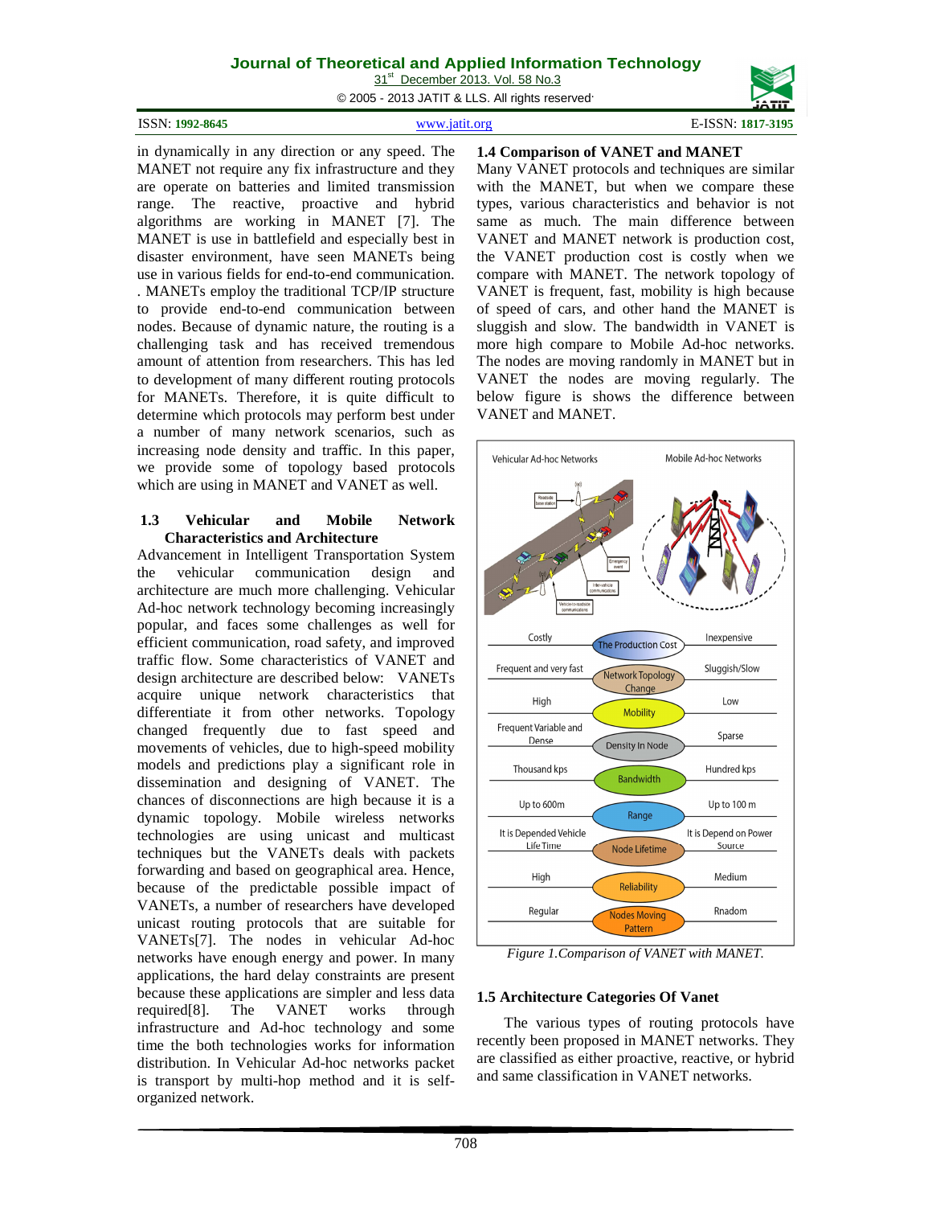in dynamically in any direction or any speed. The MANET not require any fix infrastructure and they are operate on batteries and limited transmission range. The reactive, proactive and hybrid algorithms are working in MANET [7]. The MANET is use in battlefield and especially best in disaster environment, have seen MANETs being use in various fields for end-to-end communication. . MANETs employ the traditional TCP/IP structure to provide end-to-end communication between nodes. Because of dynamic nature, the routing is a challenging task and has received tremendous amount of attention from researchers. This has led to development of many different routing protocols for MANETs. Therefore, it is quite difficult to determine which protocols may perform best under a number of many network scenarios, such as increasing node density and traffic. In this paper, we provide some of topology based protocols which are using in MANET and VANET as well.

### 1.3 Vehicular and Mobile Network Characteristics and Architecture

Advancement in Intelligent Transportation System the vehicular communication design and architecture are much more challenging. Vehicular Ad-hoc network technology becoming increasingly popular, and faces some challenges as well for efficient communication, road safety, and improved traffic flow. Some characteristics of VANET and design architecture are described below: VANETs acquire unique network characteristics that differentiate it from other networks. Topology changed frequently due to fast speed and movements of vehicles, due to high-speed mobility models and predictions play a significant role in dissemination and designing of VANET. The chances of disconnections are high because it is a dynamic topology. Mobile wireless networks technologies are using unicast and multicast techniques but the VANETs deals with packets forwarding and based on geographical area. Hence, because of the predictable possible impact of VANETs, a number of researchers have developed unicast routing protocols that are suitable for VANETs[7]. The nodes in vehicular Ad-hoc networks have enough energy and power. In many applications, the hard delay constraints are present because these applications are simpler and less data required[8]. The VANET works through infrastructure and Ad-hoc technology and some time the both technologies works for information distribution. In Vehicular Ad-hoc networks packet is transport by multi-hop method and it is self-organized network.

### 1.4 Comparison of VANET and MANET

Many VANET protocols and techniques are similar with the MANET, but when we compare these types, various characteristics and behavior is not same as much. The main difference between VANET and MANET network is production cost, the VANET production cost is costly when we compare with MANET. The network topology of VANET is frequent, fast, mobility is high because of speed of cars, and other hand the MANET is sluggish and slow. The bandwidth in VANET is more high compare to Mobile Ad-hoc networks. The nodes are moving randomly in MANET but in VANET the nodes are moving regularly. The below figure is shows the difference between VANET and MANET.

| Vehicular Ad-hoc Networks | | Mobile Ad-hoc Networks |
|---|---|---|
| Costly | The Production Cost | Inexpensive |
| Frequent and very fast | Network Topology Change | Sluggish/Slow |
| High | Mobility | Low |
| Frequent Variable and Dense | Density In Node | Sparse |
| Thousand kps | Bandwidth | Hundred kps |
| Up to 600m | Range | Up to 100 m |
| It is Depended Vehicle Life Time | Node Lifetime | It is Depend on Power Source |
| High | Reliability | Medium |
| Regular | Nodes Moving Pattern | Rnadom |

*Figure 1.Comparison of VANET with MANET.*

### 1.5 Architecture Categories Of Vanet

The various types of routing protocols have recently been proposed in MANET networks. They are classified as either proactive, reactive, or hybrid and same classification in VANET networks.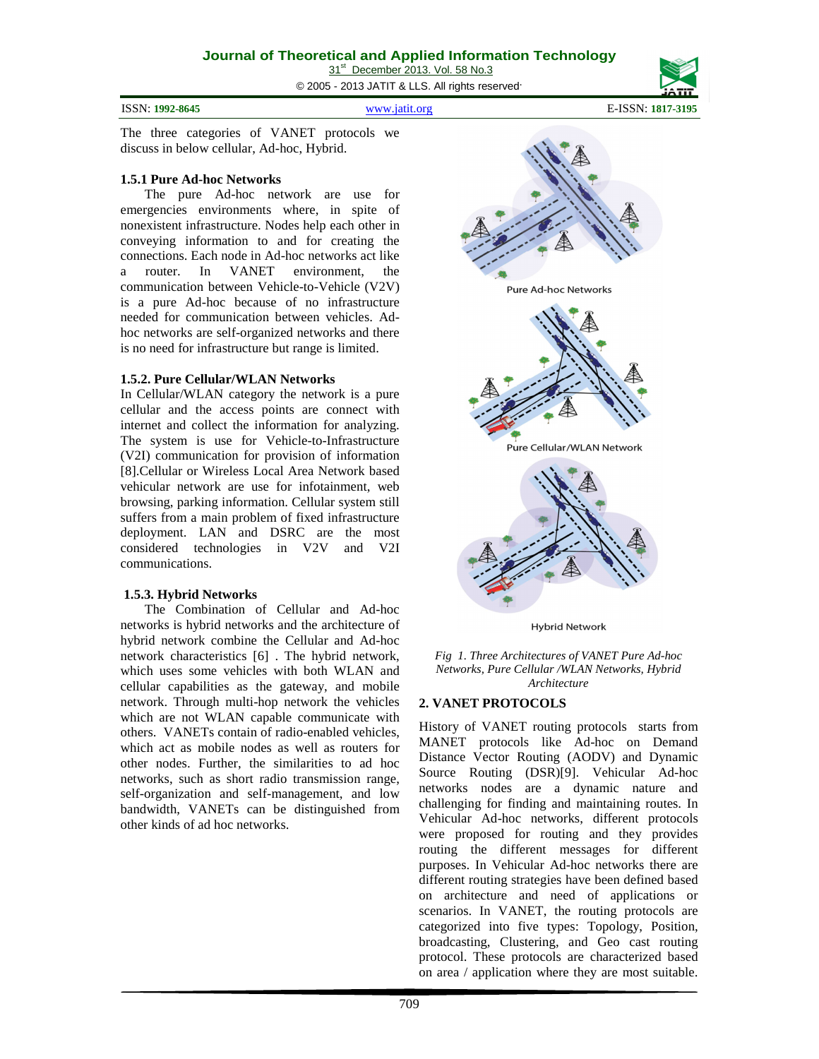The three categories of VANET protocols we discuss in below cellular, Ad-hoc, Hybrid.

### 1.5.1 Pure Ad-hoc Networks

The pure Ad-hoc network are use for emergencies environments where, in spite of nonexistent infrastructure. Nodes help each other in conveying information to and for creating the connections. Each node in Ad-hoc networks act like a router. In VANET environment, the communication between Vehicle-to-Vehicle (V2V) is a pure Ad-hoc because of no infrastructure needed for communication between vehicles. Ad-hoc networks are self-organized networks and there is no need for infrastructure but range is limited.

### 1.5.2. Pure Cellular/WLAN Networks

In Cellular/WLAN category the network is a pure cellular and the access points are connect with internet and collect the information for analyzing. The system is use for Vehicle-to-Infrastructure (V2I) communication for provision of information [8].Cellular or Wireless Local Area Network based vehicular network are use for infotainment, web browsing, parking information. Cellular system still suffers from a main problem of fixed infrastructure deployment. LAN and DSRC are the most considered technologies in V2V and V2I communications.

### 1.5.3. Hybrid Networks

The Combination of Cellular and Ad-hoc networks is hybrid networks and the architecture of hybrid network combine the Cellular and Ad-hoc network characteristics [6] . The hybrid network, which uses some vehicles with both WLAN and cellular capabilities as the gateway, and mobile network. Through multi-hop network the vehicles which are not WLAN capable communicate with others. VANETs contain of radio-enabled vehicles, which act as mobile nodes as well as routers for other nodes. Further, the similarities to ad hoc networks, such as short radio transmission range, self-organization and self-management, and low bandwidth, VANETs can be distinguished from other kinds of ad hoc networks.

Pure Ad-hoc Networks

Pure Cellular/WLAN Network

Hybrid Network

*Fig 1. Three Architectures of VANET Pure Ad-hoc Networks, Pure Cellular /WLAN Networks, Hybrid Architecture*

## 2. VANET PROTOCOLS

History of VANET routing protocols starts from MANET protocols like Ad-hoc on Demand Distance Vector Routing (AODV) and Dynamic Source Routing (DSR)[9]. Vehicular Ad-hoc networks nodes are a dynamic nature and challenging for finding and maintaining routes. In Vehicular Ad-hoc networks, different protocols were proposed for routing and they provides routing the different messages for different purposes. In Vehicular Ad-hoc networks there are different routing strategies have been defined based on architecture and need of applications or scenarios. In VANET, the routing protocols are categorized into five types: Topology, Position, broadcasting, Clustering, and Geo cast routing protocol. These protocols are characterized based on area / application where they are most suitable.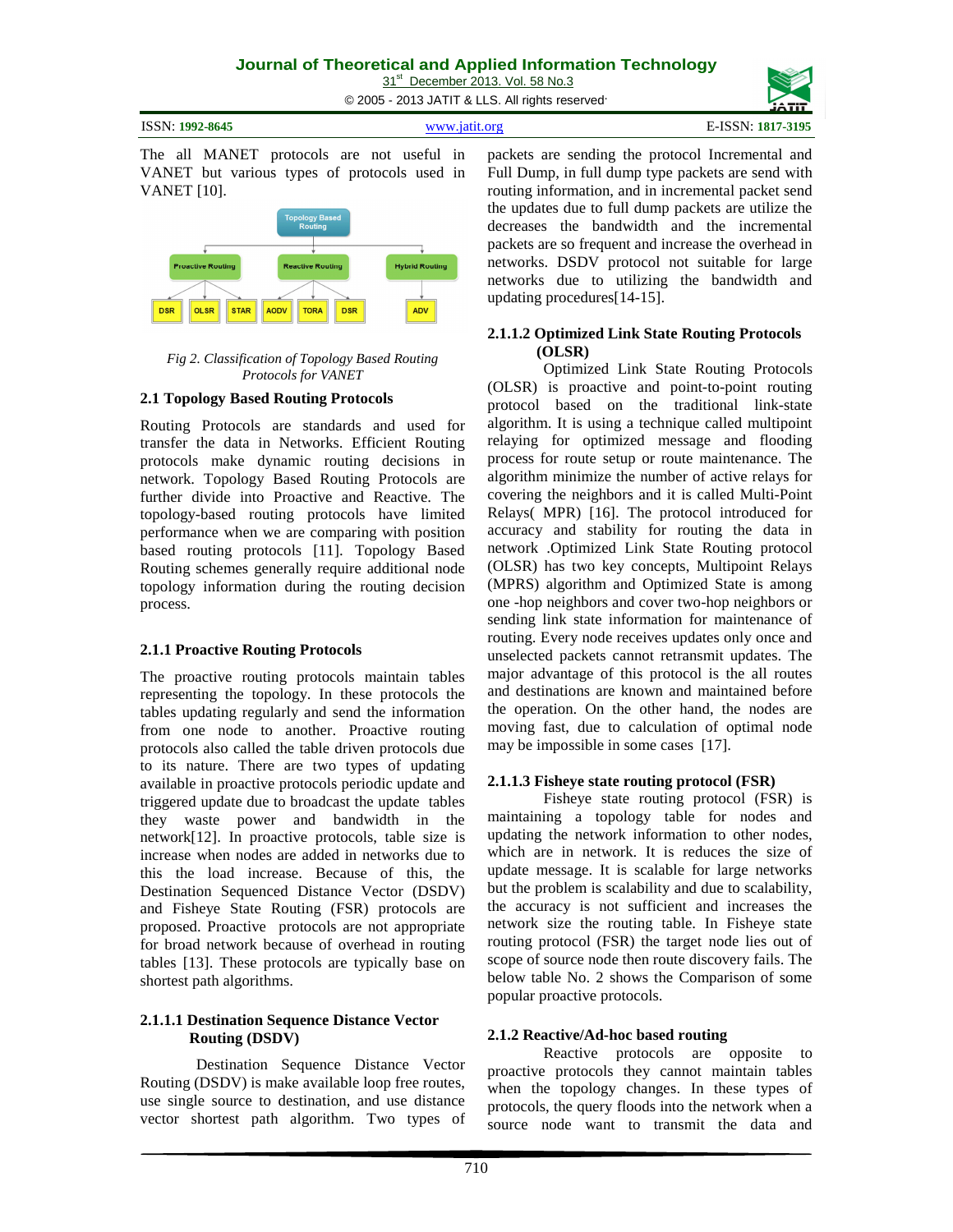The all MANET protocols are not useful in VANET but various types of protocols used in VANET [10].

*Fig 2. Classification of Topology Based Routing Protocols for VANET*

### 2.1 Topology Based Routing Protocols

Routing Protocols are standards and used for transfer the data in Networks. Efficient Routing protocols make dynamic routing decisions in network. Topology Based Routing Protocols are further divide into Proactive and Reactive. The topology-based routing protocols have limited performance when we are comparing with position based routing protocols [11]. Topology Based Routing schemes generally require additional node topology information during the routing decision process.

### 2.1.1 Proactive Routing Protocols

The proactive routing protocols maintain tables representing the topology. In these protocols the tables updating regularly and send the information from one node to another. Proactive routing protocols also called the table driven protocols due to its nature. There are two types of updating available in proactive protocols periodic update and triggered update due to broadcast the update tables they waste power and bandwidth in the network[12]. In proactive protocols, table size is increase when nodes are added in networks due to this the load increase. Because of this, the Destination Sequenced Distance Vector (DSDV) and Fisheye State Routing (FSR) protocols are proposed. Proactive protocols are not appropriate for broad network because of overhead in routing tables [13]. These protocols are typically base on shortest path algorithms.

#### 2.1.1.1 Destination Sequence Distance Vector Routing (DSDV)

Destination Sequence Distance Vector Routing (DSDV) is make available loop free routes, use single source to destination, and use distance vector shortest path algorithm. Two types of packets are sending the protocol Incremental and Full Dump, in full dump type packets are send with routing information, and in incremental packet send the updates due to full dump packets are utilize the decreases the bandwidth and the incremental packets are so frequent and increase the overhead in networks. DSDV protocol not suitable for large networks due to utilizing the bandwidth and updating procedures[14-15].

#### 2.1.1.2 Optimized Link State Routing Protocols (OLSR)

Optimized Link State Routing Protocols (OLSR) is proactive and point-to-point routing protocol based on the traditional link-state algorithm. It is using a technique called multipoint relaying for optimized message and flooding process for route setup or route maintenance. The algorithm minimize the number of active relays for covering the neighbors and it is called Multi-Point Relays( MPR) [16]. The protocol introduced for accuracy and stability for routing the data in network .Optimized Link State Routing protocol (OLSR) has two key concepts, Multipoint Relays (MPRS) algorithm and Optimized State is among one -hop neighbors and cover two-hop neighbors or sending link state information for maintenance of routing. Every node receives updates only once and unselected packets cannot retransmit updates. The major advantage of this protocol is the all routes and destinations are known and maintained before the operation. On the other hand, the nodes are moving fast, due to calculation of optimal node may be impossible in some cases [17].

#### 2.1.1.3 Fisheye state routing protocol (FSR)

Fisheye state routing protocol (FSR) is maintaining a topology table for nodes and updating the network information to other nodes, which are in network. It is reduces the size of update message. It is scalable for large networks but the problem is scalability and due to scalability, the accuracy is not sufficient and increases the network size the routing table. In Fisheye state routing protocol (FSR) the target node lies out of scope of source node then route discovery fails. The below table No. 2 shows the Comparison of some popular proactive protocols.

### 2.1.2 Reactive/Ad-hoc based routing

Reactive protocols are opposite to proactive protocols they cannot maintain tables when the topology changes. In these types of protocols, the query floods into the network when a source node want to transmit the data and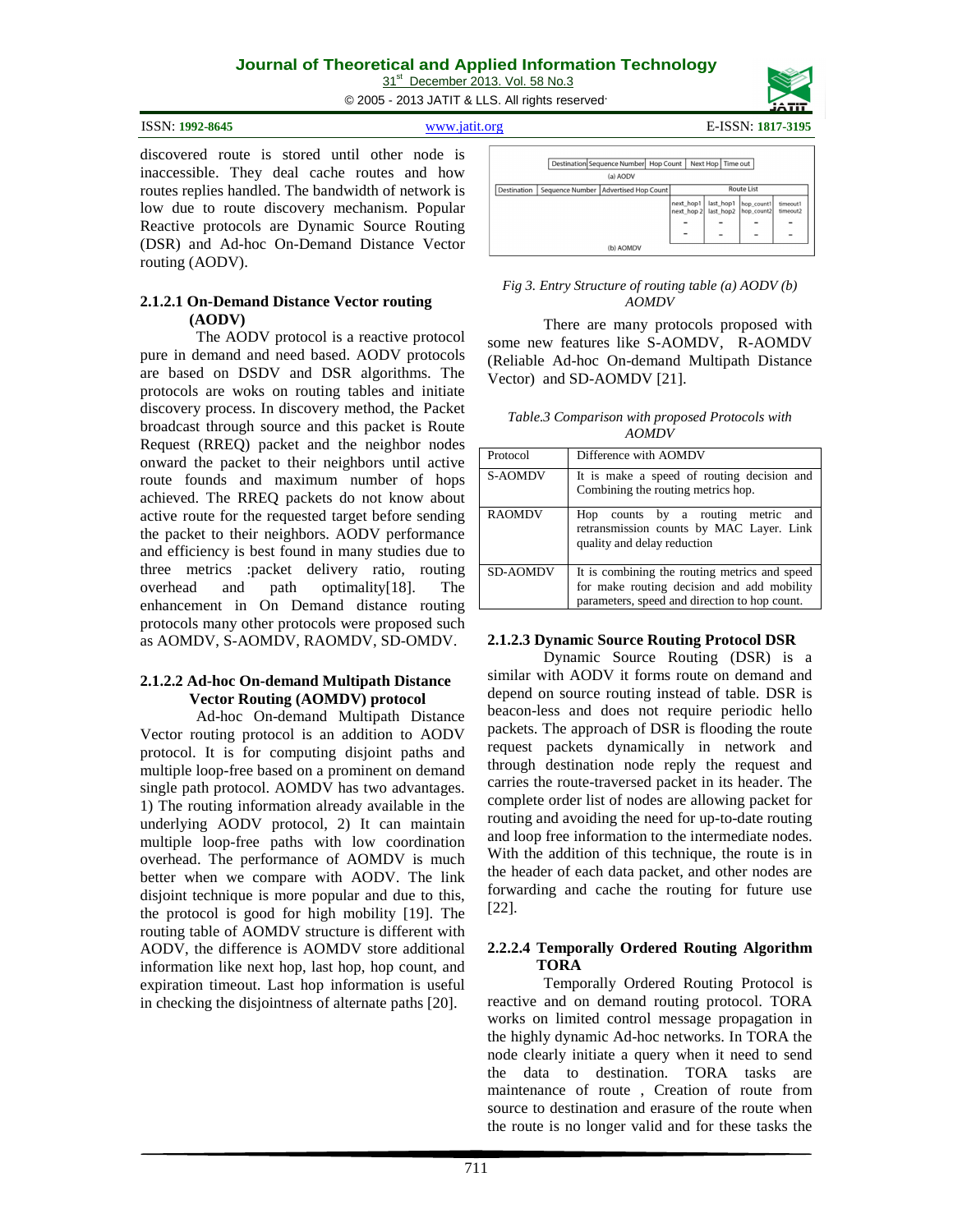discovered route is stored until other node is inaccessible. They deal cache routes and how routes replies handled. The bandwidth of network is low due to route discovery mechanism. Popular Reactive protocols are Dynamic Source Routing (DSR) and Ad-hoc On-Demand Distance Vector routing (AODV).

#### 2.1.2.1 On-Demand Distance Vector routing (AODV)

The AODV protocol is a reactive protocol pure in demand and need based. AODV protocols are based on DSDV and DSR algorithms. The protocols are woks on routing tables and initiate discovery process. In discovery method, the Packet broadcast through source and this packet is Route Request (RREQ) packet and the neighbor nodes onward the packet to their neighbors until active route founds and maximum number of hops achieved. The RREQ packets do not know about active route for the requested target before sending the packet to their neighbors. AODV performance and efficiency is best found in many studies due to three metrics :packet delivery ratio, routing overhead and path optimality[18]. The enhancement in On Demand distance routing protocols many other protocols were proposed such as AOMDV, S-AOMDV, RAOMDV, SD-OMDV.

#### 2.1.2.2 Ad-hoc On-demand Multipath Distance Vector Routing (AOMDV) protocol

Ad-hoc On-demand Multipath Distance Vector routing protocol is an addition to AODV protocol. It is for computing disjoint paths and multiple loop-free based on a prominent on demand single path protocol. AOMDV has two advantages. 1) The routing information already available in the underlying AODV protocol, 2) It can maintain multiple loop-free paths with low coordination overhead. The performance of AOMDV is much better when we compare with AODV. The link disjoint technique is more popular and due to this, the protocol is good for high mobility [19]. The routing table of AOMDV structure is different with AODV, the difference is AOMDV store additional information like next hop, last hop, hop count, and expiration timeout. Last hop information is useful in checking the disjointness of alternate paths [20].

| Destination | Sequence Number | Hop Count | Next Hop | Time out |
|---|---|---|---|---|

(a) AODV

| Destination | Sequence Number | Advertised Hop Count | Route List | | | |
|---|---|---|---|---|---|---|
| | | | next_hop1 next_hop2 | last_hop1 last_hop2 | hop_count1 hop_count2 | timeout1 timeout2 |
| | | | - | - | - | - |
| | | | - | - | - | - |

(b) AOMDV

*Fig 3. Entry Structure of routing table (a) AODV (b) AOMDV*

There are many protocols proposed with some new features like S-AOMDV, R-AOMDV (Reliable Ad-hoc On-demand Multipath Distance Vector) and SD-AOMDV [21].

*Table.3 Comparison with proposed Protocols with AOMDV*

| Protocol | Difference with AOMDV |
|---|---|
| S-AOMDV | It is make a speed of routing decision and Combining the routing metrics hop. |
| RAOMDV | Hop counts by a routing metric and retransmission counts by MAC Layer. Link quality and delay reduction |
| SD-AOMDV | It is combining the routing metrics and speed for make routing decision and add mobility parameters, speed and direction to hop count. |

#### 2.1.2.3 Dynamic Source Routing Protocol DSR

Dynamic Source Routing (DSR) is a similar with AODV it forms route on demand and depend on source routing instead of table. DSR is beacon-less and does not require periodic hello packets. The approach of DSR is flooding the route request packets dynamically in network and through destination node reply the request and carries the route-traversed packet in its header. The complete order list of nodes are allowing packet for routing and avoiding the need for up-to-date routing and loop free information to the intermediate nodes. With the addition of this technique, the route is in the header of each data packet, and other nodes are forwarding and cache the routing for future use [22].

#### 2.2.2.4 Temporally Ordered Routing Algorithm TORA

Temporally Ordered Routing Protocol is reactive and on demand routing protocol. TORA works on limited control message propagation in the highly dynamic Ad-hoc networks. In TORA the node clearly initiate a query when it need to send the data to destination. TORA tasks are maintenance of route , Creation of route from source to destination and erasure of the route when the route is no longer valid and for these tasks the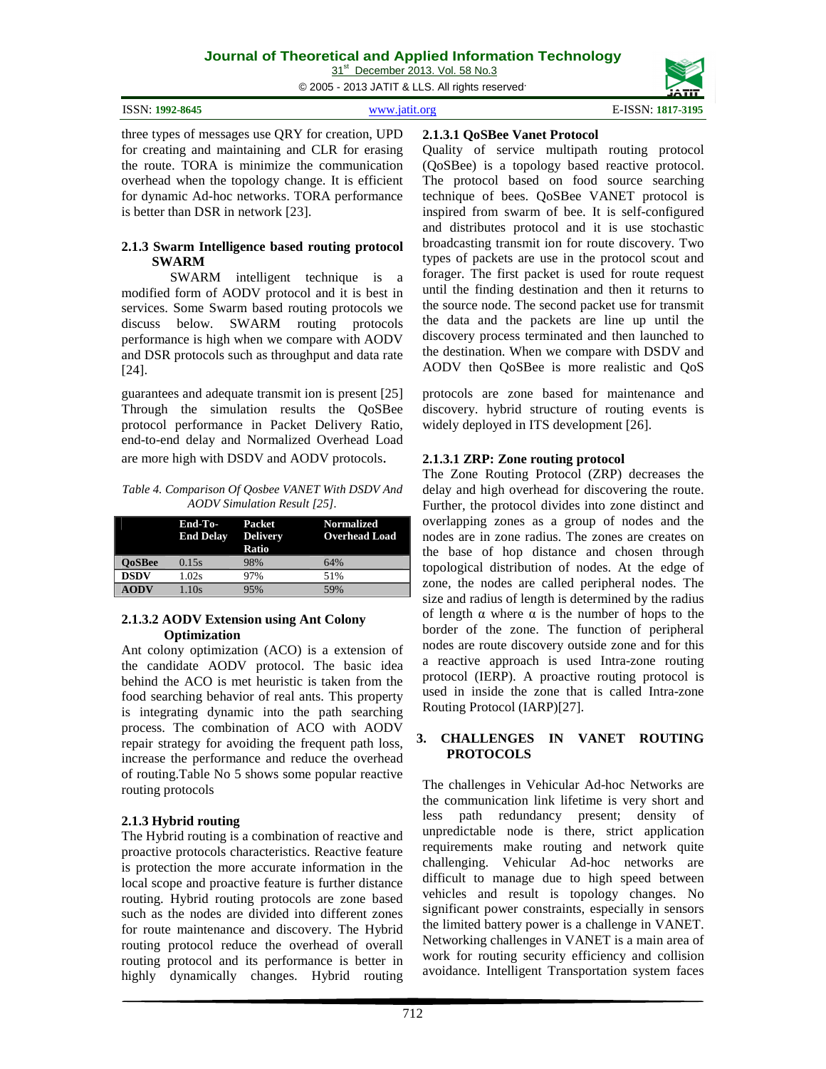three types of messages use QRY for creation, UPD for creating and maintaining and CLR for erasing the route. TORA is minimize the communication overhead when the topology change. It is efficient for dynamic Ad-hoc networks. TORA performance is better than DSR in network [23].

### 2.1.3 Swarm Intelligence based routing protocol SWARM

SWARM intelligent technique is a modified form of AODV protocol and it is best in services. Some Swarm based routing protocols we discuss below. SWARM routing protocols performance is high when we compare with AODV and DSR protocols such as throughput and data rate [24].

#### 2.1.3.1 QoSBee Vanet Protocol

Quality of service multipath routing protocol (QoSBee) is a topology based reactive protocol. The protocol based on food source searching technique of bees. QoSBee VANET protocol is inspired from swarm of bee. It is self-configured and distributes protocol and it is use stochastic broadcasting transmit ion for route discovery. Two types of packets are use in the protocol scout and forager. The first packet is used for route request until the finding destination and then it returns to the source node. The second packet use for transmit the data and the packets are line up until the discovery process terminated and then launched to the destination. When we compare with DSDV and AODV then QoSBee is more realistic and QoS guarantees and adequate transmit ion is present [25] Through the simulation results the QoSBee protocol performance in Packet Delivery Ratio, end-to-end delay and Normalized Overhead Load are more high with DSDV and AODV protocols.

*Table 4. Comparison Of Qosbee VANET With DSDV And AODV Simulation Result [25].*

| | End-To-End Delay | Packet Delivery Ratio | Normalized Overhead Load |
|---|---|---|---|
| **QoSBee** | 0.15s | 98% | 64% |
| **DSDV** | 1.02s | 97% | 51% |
| **AODV** | 1.10s | 95% | 59% |

#### 2.1.3.2 AODV Extension using Ant Colony Optimization

Ant colony optimization (ACO) is a extension of the candidate AODV protocol. The basic idea behind the ACO is met heuristic is taken from the food searching behavior of real ants. This property is integrating dynamic into the path searching process. The combination of ACO with AODV repair strategy for avoiding the frequent path loss, increase the performance and reduce the overhead of routing.Table No 5 shows some popular reactive routing protocols

### 2.1.3 Hybrid routing

The Hybrid routing is a combination of reactive and proactive protocols characteristics. Reactive feature is protection the more accurate information in the local scope and proactive feature is further distance routing. Hybrid routing protocols are zone based such as the nodes are divided into different zones for route maintenance and discovery. The Hybrid routing protocol reduce the overhead of overall routing protocol and its performance is better in highly dynamically changes. Hybrid routing protocols are zone based for maintenance and discovery. hybrid structure of routing events is widely deployed in ITS development [26].

#### 2.1.3.1 ZRP: Zone routing protocol

The Zone Routing Protocol (ZRP) decreases the delay and high overhead for discovering the route. Further, the protocol divides into zone distinct and overlapping zones as a group of nodes and the nodes are in zone radius. The zones are creates on the base of hop distance and chosen through topological distribution of nodes. At the edge of zone, the nodes are called peripheral nodes. The size and radius of length is determined by the radius of length $\alpha$ where $\alpha$ is the number of hops to the border of the zone. The function of peripheral nodes are route discovery outside zone and for this a reactive approach is used Intra-zone routing protocol (IERP). A proactive routing protocol is used in inside the zone that is called Intra-zone Routing Protocol (IARP)[27].

## 3. CHALLENGES IN VANET ROUTING PROTOCOLS

The challenges in Vehicular Ad-hoc Networks are the communication link lifetime is very short and less path redundancy present; density of unpredictable node is there, strict application requirements make routing and network quite challenging. Vehicular Ad-hoc networks are difficult to manage due to high speed between vehicles and result is topology changes. No significant power constraints, especially in sensors the limited battery power is a challenge in VANET. Networking challenges in VANET is a main area of work for routing security efficiency and collision avoidance. Intelligent Transportation system faces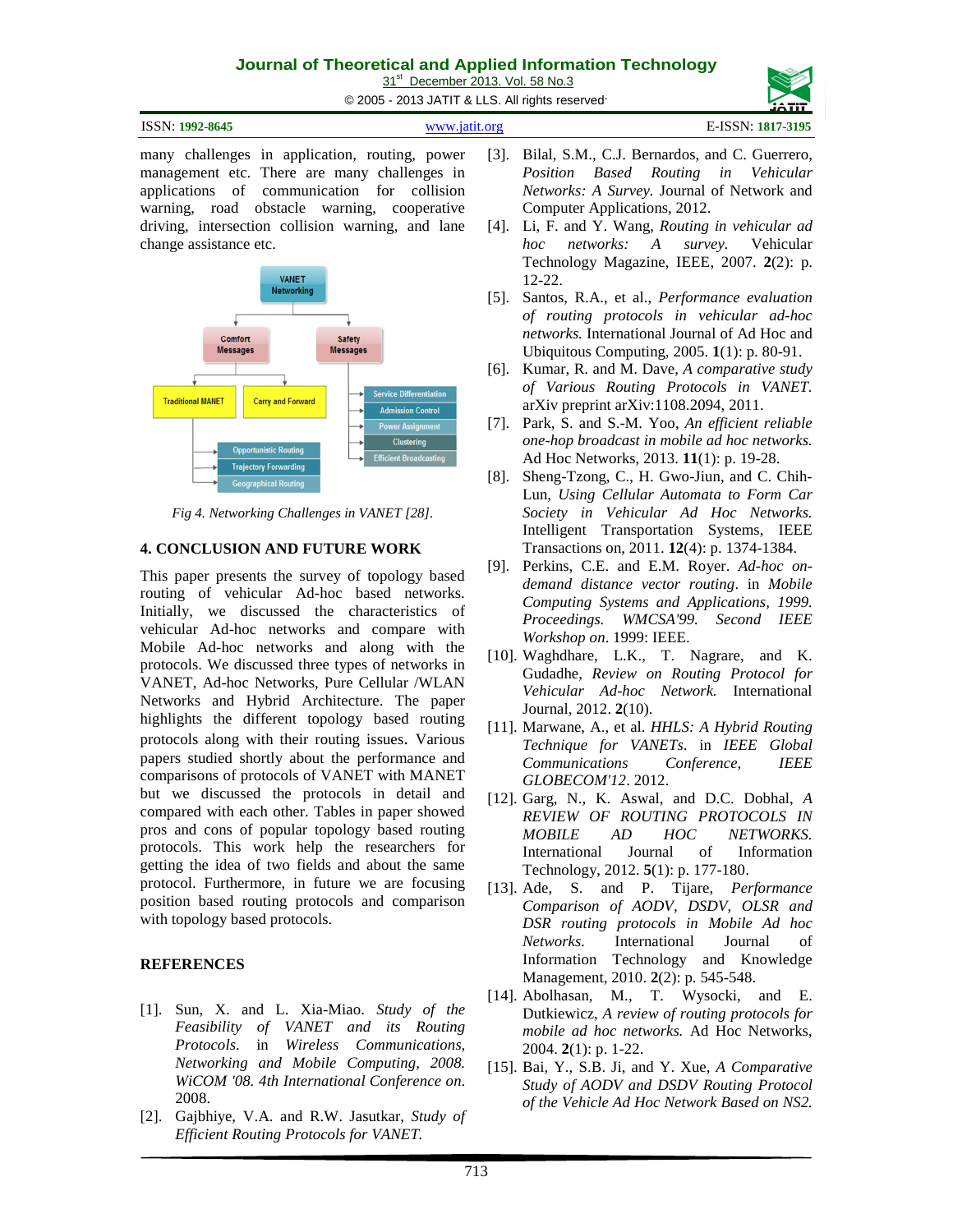many challenges in application, routing, power management etc. There are many challenges in applications of communication for collision warning, road obstacle warning, cooperative driving, intersection collision warning, and lane change assistance etc.

*Fig 4. Networking Challenges in VANET [28].*

## 4. CONCLUSION AND FUTURE WORK

This paper presents the survey of topology based routing of vehicular Ad-hoc based networks. Initially, we discussed the characteristics of vehicular Ad-hoc networks and compare with Mobile Ad-hoc networks and along with the protocols. We discussed three types of networks in VANET, Ad-hoc Networks, Pure Cellular /WLAN Networks and Hybrid Architecture. The paper highlights the different topology based routing protocols along with their routing issues. Various papers studied shortly about the performance and comparisons of protocols of VANET with MANET but we discussed the protocols in detail and compared with each other. Tables in paper showed pros and cons of popular topology based routing protocols. This work help the researchers for getting the idea of two fields and about the same protocol. Furthermore, in future we are focusing position based routing protocols and comparison with topology based protocols.

## REFERENCES

[1]. Sun, X. and L. Xia-Miao. *Study of the Feasibility of VANET and its Routing Protocols*. in *Wireless Communications, Networking and Mobile Computing, 2008. WiCOM '08. 4th International Conference on.* 2008.

[2]. Gajbhiye, V.A. and R.W. Jasutkar, *Study of Efficient Routing Protocols for VANET.*

[3]. Bilal, S.M., C.J. Bernardos, and C. Guerrero, *Position Based Routing in Vehicular Networks: A Survey*. Journal of Network and Computer Applications, 2012.

[4]. Li, F. and Y. Wang, *Routing in vehicular ad hoc networks: A survey.* Vehicular Technology Magazine, IEEE, 2007. **2**(2): p. 12-22.

[5]. Santos, R.A., et al., *Performance evaluation of routing protocols in vehicular ad-hoc networks.* International Journal of Ad Hoc and Ubiquitous Computing, 2005. **1**(1): p. 80-91.

[6]. Kumar, R. and M. Dave, *A comparative study of Various Routing Protocols in VANET.* arXiv preprint arXiv:1108.2094, 2011.

[7]. Park, S. and S.-M. Yoo, *An efficient reliable one-hop broadcast in mobile ad hoc networks.* Ad Hoc Networks, 2013. **11**(1): p. 19-28.

[8]. Sheng-Tzong, C., H. Gwo-Jiun, and C. Chih-Lun, *Using Cellular Automata to Form Car Society in Vehicular Ad Hoc Networks.* Intelligent Transportation Systems, IEEE Transactions on, 2011. **12**(4): p. 1374-1384.

[9]. Perkins, C.E. and E.M. Royer. *Ad-hoc on-demand distance vector routing*. in *Mobile Computing Systems and Applications, 1999. Proceedings. WMCSA'99. Second IEEE Workshop on*. 1999: IEEE.

[10]. Waghdhare, L.K., T. Nagrare, and K. Gudadhe, *Review on Routing Protocol for Vehicular Ad-hoc Network.* International Journal, 2012. **2**(10).

[11]. Marwane, A., et al. *HHLS: A Hybrid Routing Technique for VANETs*. in *IEEE Global Communications Conference, IEEE GLOBECOM'12*. 2012.

[12]. Garg, N., K. Aswal, and D.C. Dobhal, *A REVIEW OF ROUTING PROTOCOLS IN MOBILE AD HOC NETWORKS.* International Journal of Information Technology, 2012. **5**(1): p. 177-180.

[13]. Ade, S. and P. Tijare, *Performance Comparison of AODV, DSDV, OLSR and DSR routing protocols in Mobile Ad hoc Networks.* International Journal of Information Technology and Knowledge Management, 2010. **2**(2): p. 545-548.

[14]. Abolhasan, M., T. Wysocki, and E. Dutkiewicz, *A review of routing protocols for mobile ad hoc networks.* Ad Hoc Networks, 2004. **2**(1): p. 1-22.

[15]. Bai, Y., S.B. Ji, and Y. Xue, *A Comparative Study of AODV and DSDV Routing Protocol of the Vehicle Ad Hoc Network Based on NS2.*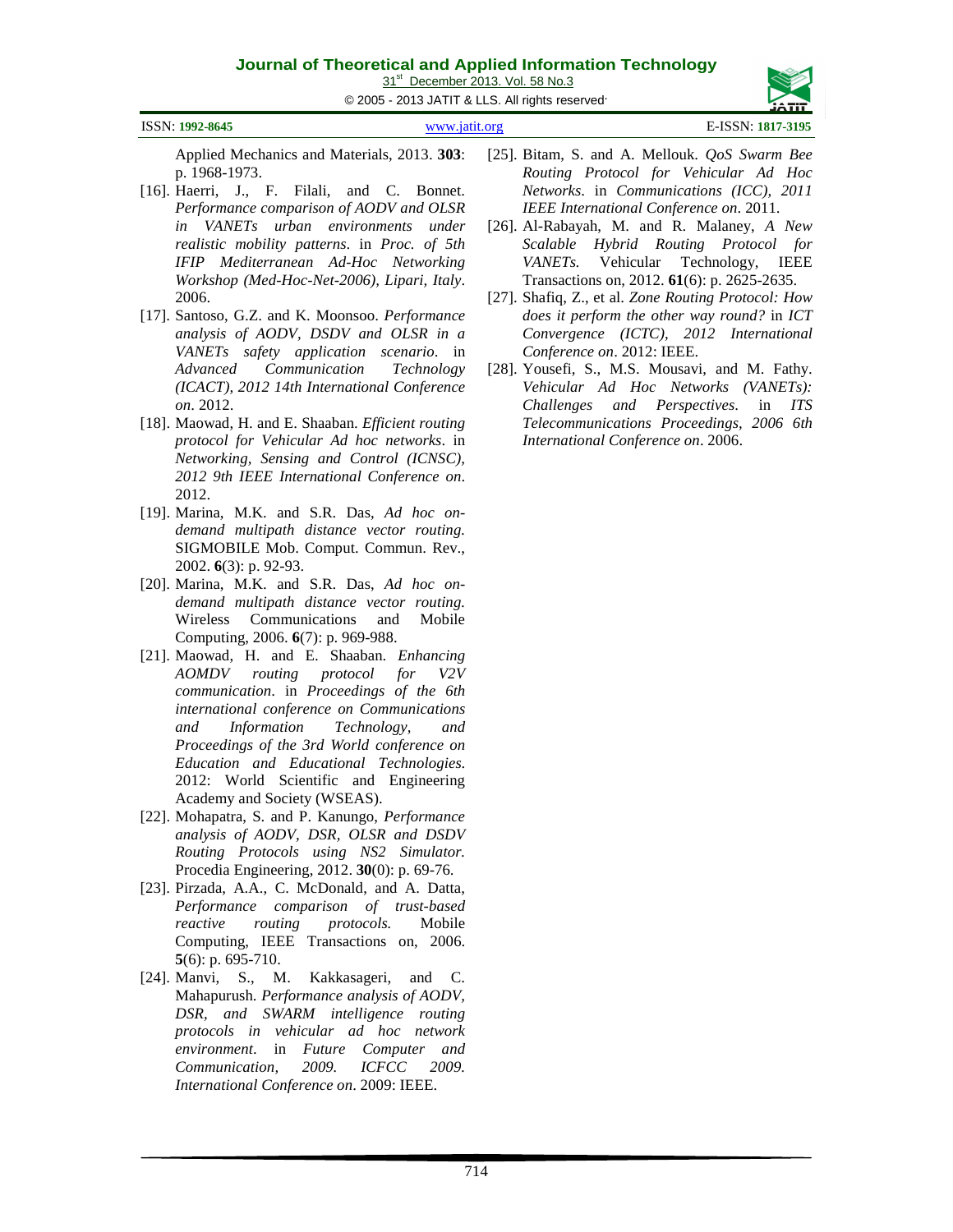Applied Mechanics and Materials, 2013. **303**: p. 1968-1973.

[16]. Haerri, J., F. Filali, and C. Bonnet. *Performance comparison of AODV and OLSR in VANETs urban environments under realistic mobility patterns*. in *Proc. of 5th IFIP Mediterranean Ad-Hoc Networking Workshop (Med-Hoc-Net-2006), Lipari, Italy*. 2006.

[17]. Santoso, G.Z. and K. Moonsoo. *Performance analysis of AODV, DSDV and OLSR in a VANETs safety application scenario*. in *Advanced Communication Technology (ICACT), 2012 14th International Conference on*. 2012.

[18]. Maowad, H. and E. Shaaban. *Efficient routing protocol for Vehicular Ad hoc networks*. in *Networking, Sensing and Control (ICNSC), 2012 9th IEEE International Conference on*. 2012.

[19]. Marina, M.K. and S.R. Das, *Ad hoc on-demand multipath distance vector routing.* SIGMOBILE Mob. Comput. Commun. Rev., 2002. **6**(3): p. 92-93.

[20]. Marina, M.K. and S.R. Das, *Ad hoc on-demand multipath distance vector routing.* Wireless Communications and Mobile Computing, 2006. **6**(7): p. 969-988.

[21]. Maowad, H. and E. Shaaban. *Enhancing AOMDV routing protocol for V2V communication*. in *Proceedings of the 6th international conference on Communications and Information Technology, and Proceedings of the 3rd World conference on Education and Educational Technologies.* 2012: World Scientific and Engineering Academy and Society (WSEAS).

[22]. Mohapatra, S. and P. Kanungo, *Performance analysis of AODV, DSR, OLSR and DSDV Routing Protocols using NS2 Simulator.* Procedia Engineering, 2012. **30**(0): p. 69-76.

[23]. Pirzada, A.A., C. McDonald, and A. Datta, *Performance comparison of trust-based reactive routing protocols.* Mobile Computing, IEEE Transactions on, 2006. **5**(6): p. 695-710.

[24]. Manvi, S., M. Kakkasageri, and C. Mahapurush. *Performance analysis of AODV, DSR, and SWARM intelligence routing protocols in vehicular ad hoc network environment*. in *Future Computer and Communication, 2009. ICFCC 2009. International Conference on*. 2009: IEEE.

[25]. Bitam, S. and A. Mellouk. *QoS Swarm Bee Routing Protocol for Vehicular Ad Hoc Networks*. in *Communications (ICC), 2011 IEEE International Conference on*. 2011.

[26]. Al-Rabayah, M. and R. Malaney, *A New Scalable Hybrid Routing Protocol for VANETs.* Vehicular Technology, IEEE Transactions on, 2012. **61**(6): p. 2625-2635.

[27]. Shafiq, Z., et al. *Zone Routing Protocol: How does it perform the other way round?* in *ICT Convergence (ICTC), 2012 International Conference on*. 2012: IEEE.

[28]. Yousefi, S., M.S. Mousavi, and M. Fathy. *Vehicular Ad Hoc Networks (VANETs): Challenges and Perspectives*. in *ITS Telecommunications Proceedings, 2006 6th International Conference on*. 2006.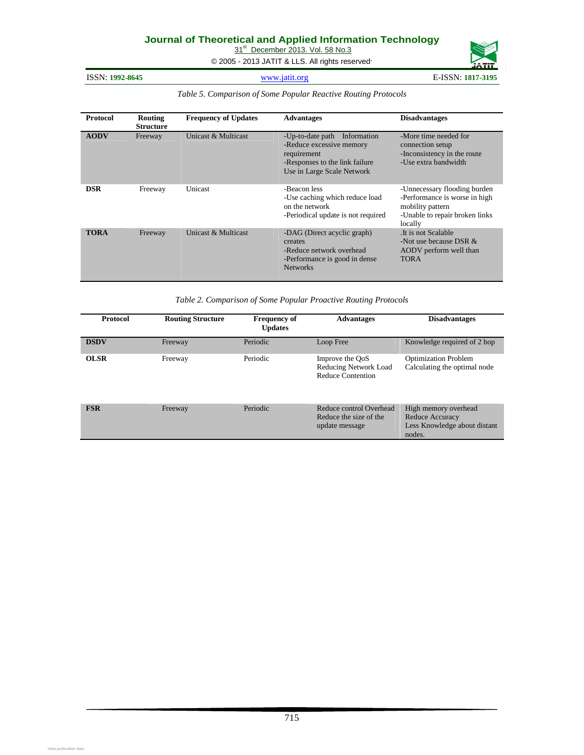*Table 5. Comparison of Some Popular Reactive Routing Protocols*

| Protocol | Routing Structure | Frequency of Updates | Advantages | Disadvantages |
|---|---|---|---|---|
| **AODV** | Freeway | Unicast & Multicast | -Up-to-date path Information<br>-Reduce excessive memory requirement<br>-Responses to the link failure Use in Large Scale Network | -More time needed for connection setup<br>-Inconsistency in the route<br>-Use extra bandwidth |
| **DSR** | Freeway | Unicast | -Beacon less<br>-Use caching which reduce load on the network<br>-Periodical update is not required | -Unnecessary flooding burden<br>-Performance is worse in high mobility pattern<br>-Unable to repair broken links locally |
| **TORA** | Freeway | Unicast & Multicast | -DAG (Direct acyclic graph) creates<br>-Reduce network overhead<br>-Performance is good in dense Networks | .It is not Scalable<br>-Not use because DSR & AODV perform well than TORA |

*Table 2. Comparison of Some Popular Proactive Routing Protocols*

| Protocol | Routing Structure | Frequency of Updates | Advantages | Disadvantages |
|---|---|---|---|---|
| **DSDV** | Freeway | Periodic | Loop Free | Knowledge required of 2 hop |
| **OLSR** | Freeway | Periodic | Improve the QoS<br>Reducing Network Load<br>Reduce Contention | Optimization Problem<br>Calculating the optimal node |
| **FSR** | Freeway | Periodic | Reduce control Overhead<br>Reduce the size of the update message | High memory overhead<br>Reduce Accuracy<br>Less Knowledge about distant nodes. |